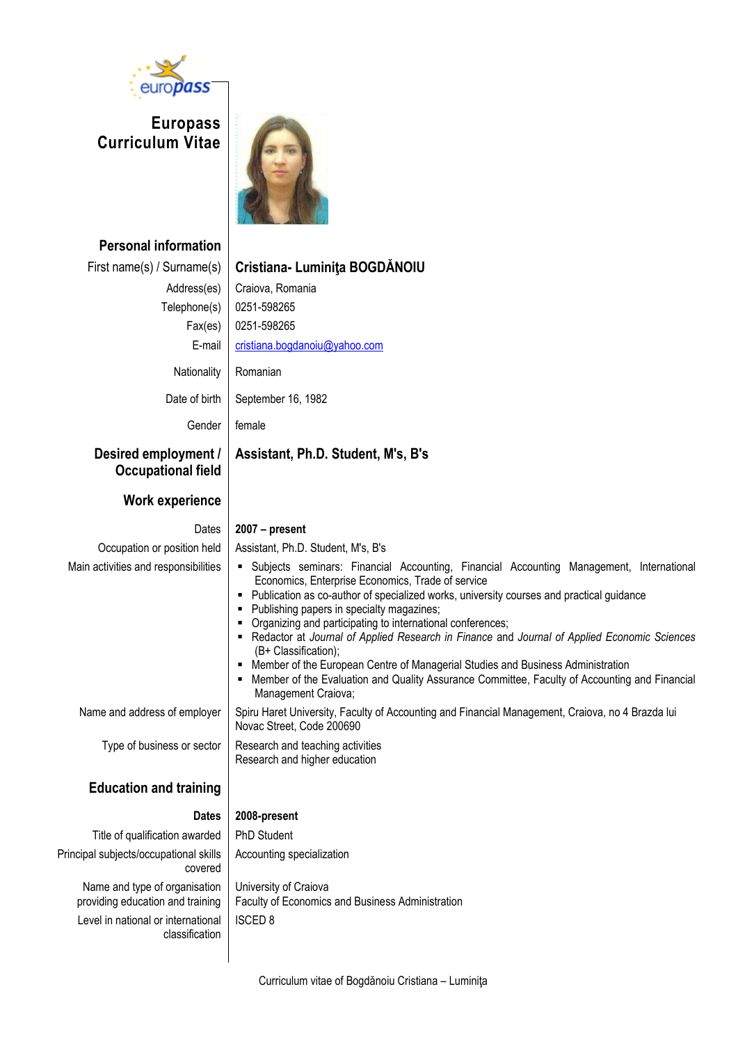# Europass Curriculum Vitae

## Personal information

| | |
|---|---|
| First name(s) / Surname(s) | **Cristiana- Luminiţa BOGDĂNOIU** |
| Address(es) | Craiova, Romania |
| Telephone(s) | 0251-598265 |
| Fax(es) | 0251-598265 |
| E-mail | cristiana.bogdanoiu@yahoo.com |
| Nationality | Romanian |
| Date of birth | September 16, 1982 |
| Gender | female |

## Desired employment / Occupational field

**Assistant, Ph.D. Student, M's, B's**

## Work experience

| | |
|---|---|
| Dates | **2007 – present** |
| Occupation or position held | Assistant, Ph.D. Student, M's, B's |

Main activities and responsibilities

- Subjects seminars: Financial Accounting, Financial Accounting Management, International Economics, Enterprise Economics, Trade of service
- Publication as co-author of specialized works, university courses and practical guidance
- Publishing papers in specialty magazines;
- Organizing and participating to international conferences;
- Redactor at *Journal of Applied Research in Finance* and *Journal of Applied Economic Sciences* (B+ Classification);
- Member of the European Centre of Managerial Studies and Business Administration
- Member of the Evaluation and Quality Assurance Committee, Faculty of Accounting and Financial Management Craiova;

| | |
|---|---|
| Name and address of employer | Spiru Haret University, Faculty of Accounting and Financial Management, Craiova, no 4 Brazda lui Novac Street, Code 200690 |
| Type of business or sector | Research and teaching activities<br>Research and higher education |

## Education and training

| | |
|---|---|
| **Dates** | **2008-present** |
| Title of qualification awarded | PhD Student |
| Principal subjects/occupational skills covered | Accounting specialization |
| Name and type of organisation providing education and training | University of Craiova<br>Faculty of Economics and Business Administration |
| Level in national or international classification | ISCED 8 |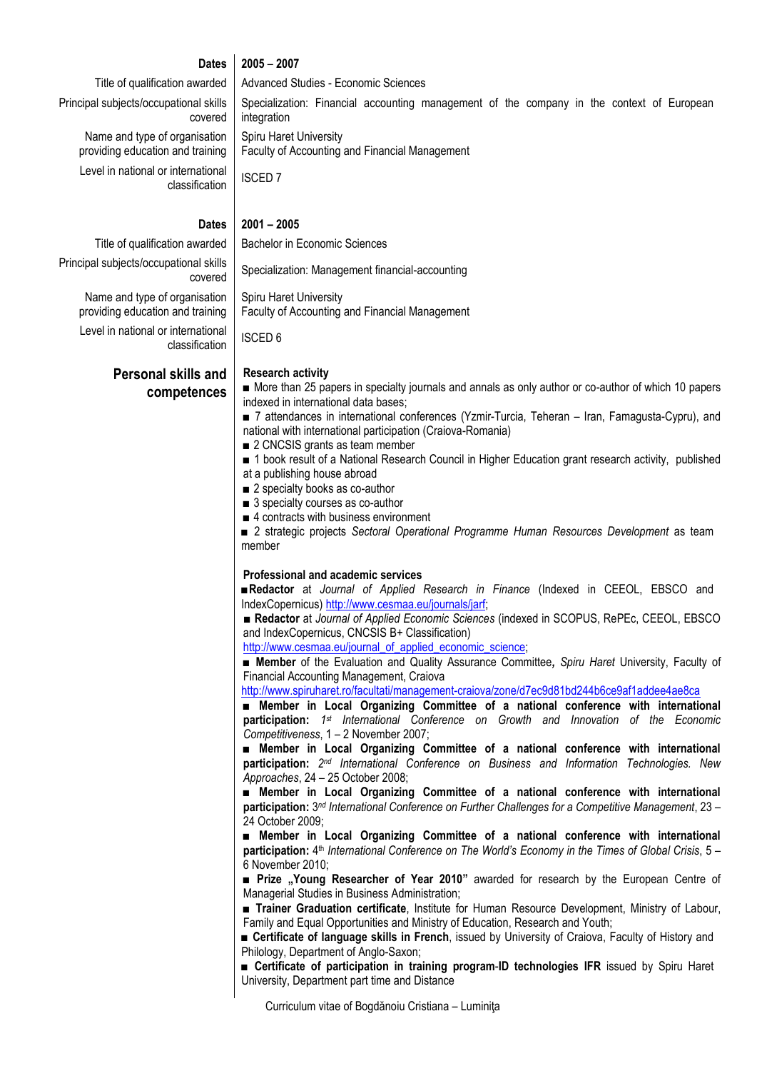| | |
|---|---|
| **Dates** | **2005 – 2007** |
| Title of qualification awarded | Advanced Studies - Economic Sciences |
| Principal subjects/occupational skills covered | Specialization: Financial accounting management of the company in the context of European integration |
| Name and type of organisation providing education and training | Spiru Haret University<br>Faculty of Accounting and Financial Management |
| Level in national or international classification | ISCED 7 |

| | |
|---|---|
| **Dates** | **2001 – 2005** |
| Title of qualification awarded | Bachelor in Economic Sciences |
| Principal subjects/occupational skills covered | Specialization: Management financial-accounting |
| Name and type of organisation providing education and training | Spiru Haret University<br>Faculty of Accounting and Financial Management |
| Level in national or international classification | ISCED 6 |

## Personal skills and competences

**Research activity**

- More than 25 papers in specialty journals and annals as only author or co-author of which 10 papers indexed in international data bases;
- 7 attendances in international conferences (Yzmir-Turcia, Teheran – Iran, Famagusta-Cypru), and national with international participation (Craiova-Romania)
- 2 CNCSIS grants as team member
- 1 book result of a National Research Council in Higher Education grant research activity, published at a publishing house abroad
- 2 specialty books as co-author
- 3 specialty courses as co-author
- 4 contracts with business environment
- 2 strategic projects *Sectoral Operational Programme Human Resources Development* as team member

**Professional and academic services**

- **Redactor** at *Journal of Applied Research in Finance* (Indexed in CEEOL, EBSCO and IndexCopernicus) http://www.cesmaa.eu/journals/jarf;
- **Redactor** at *Journal of Applied Economic Sciences* (indexed in SCOPUS, RePEc, CEEOL, EBSCO and IndexCopernicus, CNCSIS B+ Classification) http://www.cesmaa.eu/journal_of_applied_economic_science;
- **Member** of the Evaluation and Quality Assurance Committee**,** *Spiru Haret* University, Faculty of Financial Accounting Management, Craiova http://www.spiruharet.ro/facultati/management-craiova/zone/d7ec9d81bd244b6ce9af1addee4ae8ca
- **Member in Local Organizing Committee of a national conference with international participation:** *1st International Conference on Growth and Innovation of the Economic Competitiveness*, 1 – 2 November 2007;
- **Member in Local Organizing Committee of a national conference with international participation:** *2nd International Conference on Business and Information Technologies. New Approaches*, 24 – 25 October 2008;
- **Member in Local Organizing Committee of a national conference with international participation:** 3*rd International Conference on Further Challenges for a Competitive Management*, 23 – 24 October 2009;
- **Member in Local Organizing Committee of a national conference with international participation:** 4th *International Conference on The World's Economy in the Times of Global Crisis*, 5 – 6 November 2010;
- **Prize „Young Researcher of Year 2010"** awarded for research by the European Centre of Managerial Studies in Business Administration;
- **Trainer Graduation certificate**, Institute for Human Resource Development, Ministry of Labour, Family and Equal Opportunities and Ministry of Education, Research and Youth;
- **Certificate of language skills in French**, issued by University of Craiova, Faculty of History and Philology, Department of Anglo-Saxon;
- **Certificate of participation in training program-ID technologies IFR** issued by Spiru Haret University, Department part time and Distance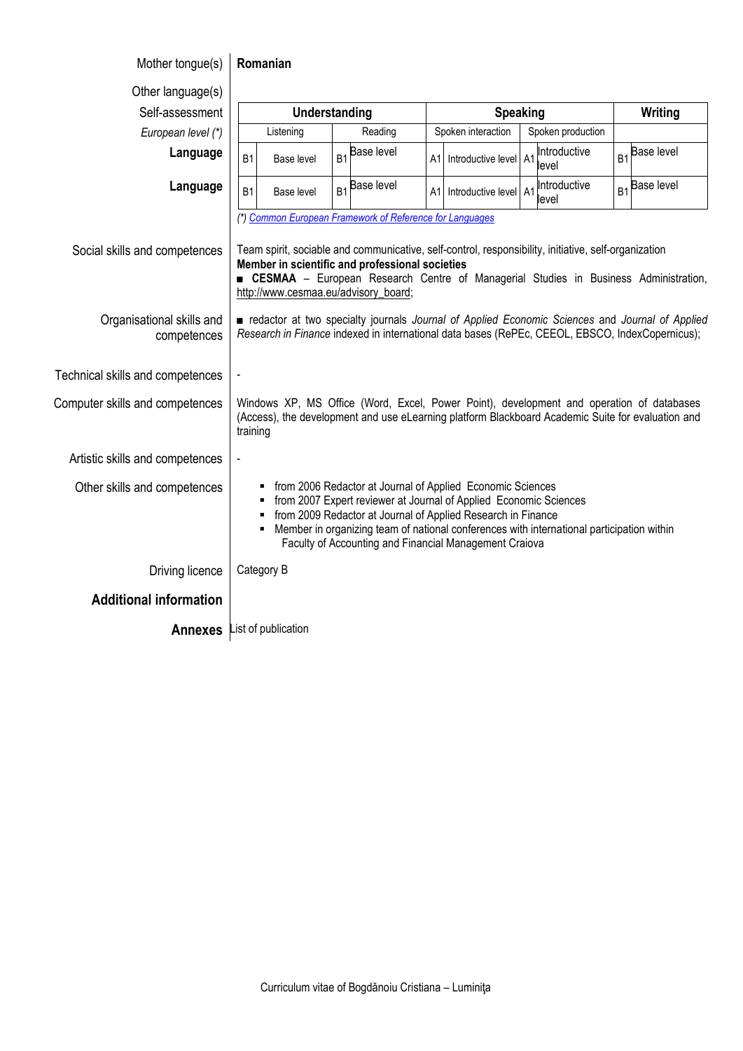| | |
|---|---|
| Mother tongue(s) | **Romanian** |
| Other language(s) | |

| Self-assessment | **Understanding** | | | | **Speaking** | | | | **Writing** | |
|---|---|---|---|---|---|---|---|---|---|---|
| *European level (\*)* | Listening | | Reading | | Spoken interaction | | Spoken production | | | |
| **Language** | B1 | Base level | B1 | Base level | A1 | Introductive level | A1 | Introductive level | B1 | Base level |
| **Language** | B1 | Base level | B1 | Base level | A1 | Introductive level | A1 | Introductive level | B1 | Base level |

*(\*) Common European Framework of Reference for Languages*

| | |
|---|---|
| Social skills and competences | Team spirit, sociable and communicative, self-control, responsibility, initiative, self-organization<br>**Member in scientific and professional societies**<br>■ **CESMAA** – European Research Centre of Managerial Studies in Business Administration, http://www.cesmaa.eu/advisory_board; |
| Organisational skills and competences | ■ redactor at two specialty journals *Journal of Applied Economic Sciences* and *Journal of Applied Research in Finance* indexed in international data bases (RePEc, CEEOL, EBSCO, IndexCopernicus); |
| Technical skills and competences | - |
| Computer skills and competences | Windows XP, MS Office (Word, Excel, Power Point), development and operation of databases (Access), the development and use eLearning platform Blackboard Academic Suite for evaluation and training |
| Artistic skills and competences | - |
| Other skills and competences | ▪ from 2006 Redactor at Journal of Applied Economic Sciences<br>▪ from 2007 Expert reviewer at Journal of Applied Economic Sciences<br>▪ from 2009 Redactor at Journal of Applied Research in Finance<br>▪ Member in organizing team of national conferences with international participation within Faculty of Accounting and Financial Management Craiova |
| Driving licence | Category B |
| **Additional information** | |
| **Annexes** | List of publication |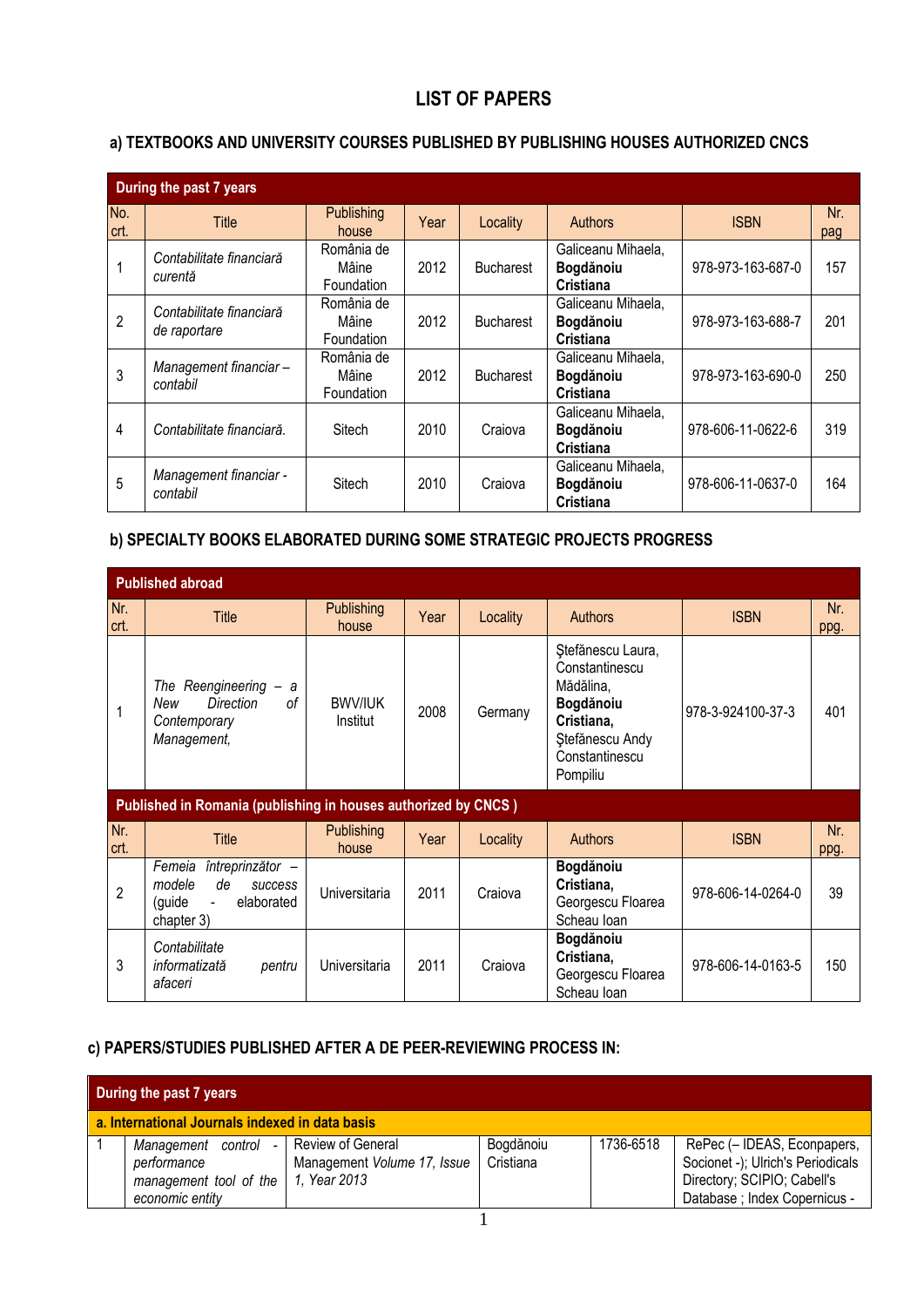# LIST OF PAPERS

## a) TEXTBOOKS AND UNIVERSITY COURSES PUBLISHED BY PUBLISHING HOUSES AUTHORIZED CNCS

| During the past 7 years | | | | | | | |
|---|---|---|---|---|---|---|---|
| No. crt. | Title | Publishing house | Year | Locality | Authors | ISBN | Nr. pag |
| 1 | *Contabilitate financiară curentă* | România de Mâine Foundation | 2012 | Bucharest | Galiceanu Mihaela, **Bogdănoiu Cristiana** | 978-973-163-687-0 | 157 |
| 2 | *Contabilitate financiară de raportare* | România de Mâine Foundation | 2012 | Bucharest | Galiceanu Mihaela, **Bogdănoiu Cristiana** | 978-973-163-688-7 | 201 |
| 3 | *Management financiar – contabil* | România de Mâine Foundation | 2012 | Bucharest | Galiceanu Mihaela, **Bogdănoiu Cristiana** | 978-973-163-690-0 | 250 |
| 4 | *Contabilitate financiară.* | Sitech | 2010 | Craiova | Galiceanu Mihaela, **Bogdănoiu Cristiana** | 978-606-11-0622-6 | 319 |
| 5 | *Management financiar - contabil* | Sitech | 2010 | Craiova | Galiceanu Mihaela, **Bogdănoiu Cristiana** | 978-606-11-0637-0 | 164 |

## b) SPECIALTY BOOKS ELABORATED DURING SOME STRATEGIC PROJECTS PROGRESS

| Published abroad | | | | | | | |
|---|---|---|---|---|---|---|---|
| Nr. crt. | Title | Publishing house | Year | Locality | Authors | ISBN | Nr. ppg. |
| 1 | *The Reengineering – a New Direction of Contemporary Management,* | BWV/IUK Institut | 2008 | Germany | Ştefănescu Laura, Constantinescu Mădălina, **Bogdănoiu Cristiana,** Ştefănescu Andy Constantinescu Pompiliu | 978-3-924100-37-3 | 401 |
| **Published in Romania (publishing in houses authorized by CNCS )** | | | | | | | |
| Nr. crt. | Title | Publishing house | Year | Locality | Authors | ISBN | Nr. ppg. |
| 2 | *Femeia întreprinzător – modele de success (guide - elaborated chapter 3)* | Universitaria | 2011 | Craiova | **Bogdănoiu Cristiana,** Georgescu Floarea Scheau Ioan | 978-606-14-0264-0 | 39 |
| 3 | *Contabilitate informatizată pentru afaceri* | Universitaria | 2011 | Craiova | **Bogdănoiu Cristiana,** Georgescu Floarea Scheau Ioan | 978-606-14-0163-5 | 150 |

## c) PAPERS/STUDIES PUBLISHED AFTER A DE PEER-REVIEWING PROCESS IN:

| During the past 7 years | | | | | |
|---|---|---|---|---|---|
| **a. International Journals indexed in data basis** | | | | | |
| 1 | *Management control - performance management tool of the economic entity* | Review of General Management *Volume 17, Issue 1, Year 2013* | Bogdănoiu Cristiana | 1736-6518 | RePec (– IDEAS, Econpapers, Socionet -); Ulrich's Periodicals Directory; SCIPIO; Cabell's Database ; Index Copernicus - |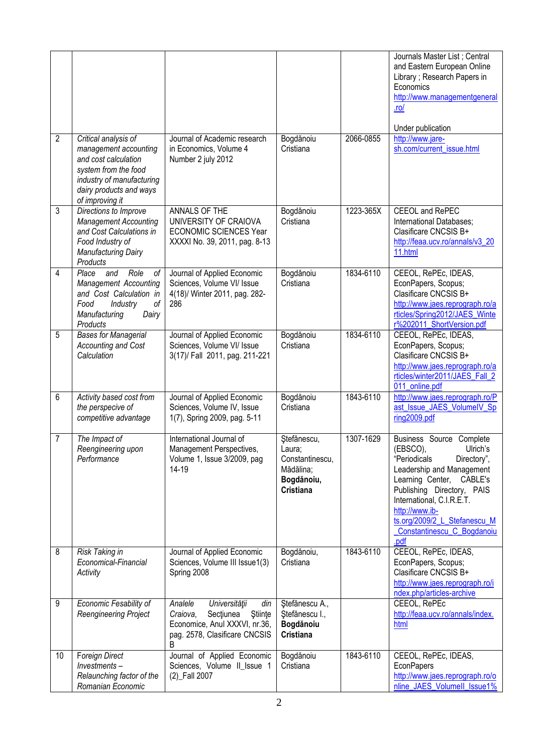| | | | | | |
|---|---|---|---|---|---|
| | | | | | Journals Master List ; Central and Eastern European Online Library ; Research Papers in Economics http://www.managementgeneral.ro/<br><br>Under publication |
| 2 | *Critical analysis of management accounting and cost calculation system from the food industry of manufacturing dairy products and ways of improving it* | Journal of Academic research in Economics, Volume 4 Number 2 july 2012 | Bogdănoiu Cristiana | 2066-0855 | http://www.jare-sh.com/current_issue.html |
| 3 | *Directions to Improve Management Accounting and Cost Calculations in Food Industry of Manufacturing Dairy Products* | ANNALS OF THE UNIVERSITY OF CRAIOVA ECONOMIC SCIENCES Year XXXXI No. 39, 2011, pag. 8-13 | Bogdănoiu Cristiana | 1223-365X | CEEOL and RePEC International Databases; Clasificare CNCSIS B+ http://feaa.ucv.ro/annals/v3_2011.html |
| 4 | *Place and Role of Management Accounting and Cost Calculation in Food Industry of Manufacturing Dairy Products* | Journal of Applied Economic Sciences, Volume VI/ Issue 4(18)/ Winter 2011, pag. 282-286 | Bogdănoiu Cristiana | 1834-6110 | CEEOL, RePEc, IDEAS, EconPapers, Scopus; Clasificare CNCSIS B+ http://www.jaes.reprograph.ro/articles/Spring2012/JAES_Winter%202011_ShortVersion.pdf |
| 5 | *Bases for Managerial Accounting and Cost Calculation* | Journal of Applied Economic Sciences, Volume VI/ Issue 3(17)/ Fall 2011, pag. 211-221 | Bogdănoiu Cristiana | 1834-6110 | CEEOL, RePEc, IDEAS, EconPapers, Scopus; Clasificare CNCSIS B+ http://www.jaes.reprograph.ro/articles/winter2011/JAES_Fall_2011_online.pdf |
| 6 | *Activity based cost from the perspective of competitive advantage* | Journal of Applied Economic Sciences, Volume IV, Issue 1(7), Spring 2009, pag. 5-11 | Bogdănoiu Cristiana | 1843-6110 | http://www.jaes.reprograph.ro/Past_Issue_JAES_VolumeIV_Spring2009.pdf |
| 7 | *The Impact of Reengineering upon Performance* | International Journal of Management Perspectives, Volume 1, Issue 3/2009, pag 14-19 | Ştefănescu, Laura; Constantinescu, Mădălina; **Bogdănoiu, Cristiana** | 1307-1629 | Business Source Complete (EBSCO), Ulrich's "Periodicals Directory", Leadership and Management Learning Center, CABLE's Publishing Directory, PAIS International, C.I.R.E.T. http://www.ib-ts.org/2009/2_L_Stefanescu_M_Constantinescu_C_Bogdanoiu.pdf |
| 8 | *Risk Taking in Economical-Financial Activity* | Journal of Applied Economic Sciences, Volume III Issue1(3) Spring 2008 | Bogdănoiu, Cristiana | 1843-6110 | CEEOL, RePEc, IDEAS, EconPapers, Scopus; Clasificare CNCSIS B+ http://www.jaes.reprograph.ro/index.php/articles-archive |
| 9 | *Economic Fesability of Reengineering Project* | *Analele Universităţii din Craiova*, Secţiunea Ştiinţe Economice, Anul XXXVI, nr.36, pag. 2578, Clasificare CNCSIS B | Ştefănescu A., Ştefănescu I., **Bogdănoiu Cristiana** | | CEEOL, RePEc http://feaa.ucv.ro/annals/index.html |
| 10 | *Foreign Direct Investments – Relaunching factor of the Romanian Economic* | Journal of Applied Economic Sciences, Volume II_Issue 1 (2)_Fall 2007 | Bogdănoiu Cristiana | 1843-6110 | CEEOL, RePEc, IDEAS, EconPapers http://www.jaes.reprograph.ro/online_JAES_VolumeII_Issue1% |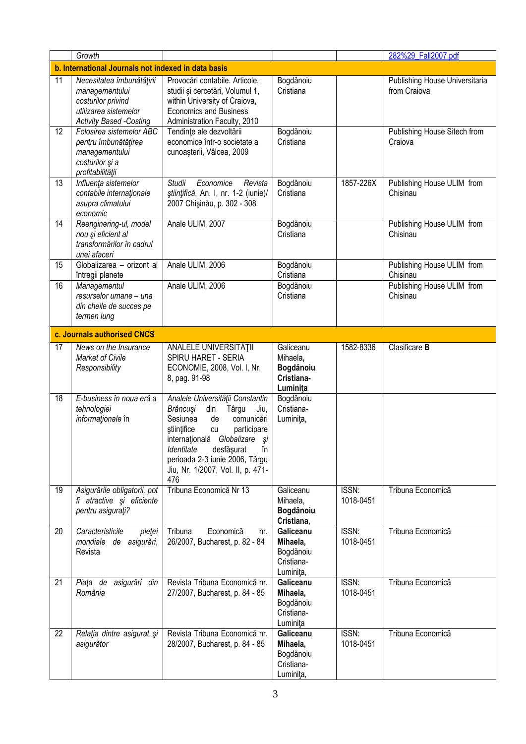|  | Growth |  |  |  | 282%29_Fall2007.pdf |
|---|---|---|---|---|---|
| **b. International Journals not indexed in data basis** | | | | | |
| 11 | *Necesitatea îmbunătăţirii managementului costurilor privind utilizarea sistemelor Activity Based -Costing* | Provocări contabile. Articole, studii şi cercetări, Volumul 1, within University of Craiova, Economics and Business Administration Faculty, 2010 | Bogdănoiu Cristiana |  | Publishing House Universitaria from Craiova |
| 12 | *Folosirea sistemelor ABC pentru îmbunătăţirea managementului costurilor şi a profitabilităţii* | Tendinţe ale dezvoltării economice într-o societate a cunoaşterii, Vâlcea, 2009 | Bogdănoiu Cristiana |  | Publishing House Sitech from Craiova |
| 13 | *Influenţa sistemelor contabile internaţionale asupra climatului economic* | *Studii Economice Revista ştiinţifică*, An. I, nr. 1-2 (iunie)/ 2007 Chişinău, p. 302 - 308 | Bogdănoiu Cristiana | 1857-226X | Publishing House ULIM from Chisinau |
| 14 | *Reenginering-ul, model nou şi eficient al transformărilor în cadrul unei afaceri* | Anale ULIM, 2007 | Bogdănoiu Cristiana |  | Publishing House ULIM from Chisinau |
| 15 | Globalizarea – orizont al întregii planete | Anale ULIM, 2006 | Bogdănoiu Cristiana |  | Publishing House ULIM from Chisinau |
| 16 | *Managementul resurselor umane – una din cheile de succes pe termen lung* | Anale ULIM, 2006 | Bogdănoiu Cristiana |  | Publishing House ULIM from Chisinau |
| **c. Journals authorised CNCS** | | | | | |
| 17 | *News on the Insurance Market of Civile Responsibility* | ANALELE UNIVERSITĂŢII SPIRU HARET - SERIA ECONOMIE, 2008, Vol. I, Nr. 8, pag. 91-98 | Galiceanu Mihaela, **Bogdănoiu Cristiana-Luminiţa** | 1582-8336 | Clasificare **B** |
| 18 | *E-business în noua eră a tehnologiei informaţionale în* | *Analele Universităţii Constantin Brâncuşi din Târgu Jiu*, Sesiunea de comunicări ştiinţifice cu participare internaţională *Globalizare şi Identitate* desfăşurat în perioada 2-3 iunie 2006, Târgu Jiu, Nr. 1/2007, Vol. II, p. 471-476 | Bogdănoiu Cristiana-Luminiţa, |  |  |
| 19 | *Asigurările obligatorii, pot fi atractive şi eficiente pentru asiguraţi?* | Tribuna Economică Nr 13 | Galiceanu Mihaela, **Bogdănoiu Cristiana**, | ISSN: 1018-0451 | Tribuna Economică |
| 20 | *Caracteristicile pieţei mondiale de asigurări*, Revista | Tribuna Economică nr. 26/2007, Bucharest, p. 82 - 84 | **Galiceanu Mihaela,** Bogdănoiu Cristiana-Luminiţa, | ISSN: 1018-0451 | Tribuna Economică |
| 21 | *Piaţa de asigurări din România* | Revista Tribuna Economică nr. 27/2007, Bucharest, p. 84 - 85 | **Galiceanu Mihaela,** Bogdănoiu Cristiana-Luminiţa | ISSN: 1018-0451 | Tribuna Economică |
| 22 | *Relaţia dintre asigurat şi asigurător* | Revista Tribuna Economică nr. 28/2007, Bucharest, p. 84 - 85 | **Galiceanu Mihaela,** Bogdănoiu Cristiana-Luminiţa, | ISSN: 1018-0451 | Tribuna Economică |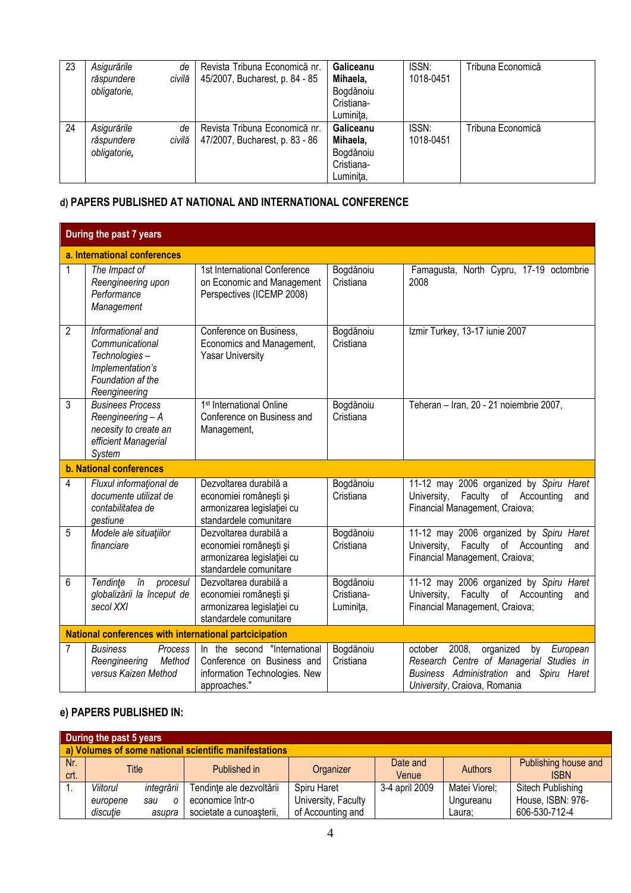| 23 | *Asigurările de răspundere civilă obligatorie,* | Revista Tribuna Economică nr. 45/2007, Bucharest, p. 84 - 85 | **Galiceanu Mihaela,** Bogdănoiu Cristiana-Luminiţa, | ISSN: 1018-0451 | Tribuna Economică |
|---|---|---|---|---|---|
| 24 | *Asigurările de răspundere civilă obligatorie,* | Revista Tribuna Economică nr. 47/2007, Bucharest, p. 83 - 86 | **Galiceanu Mihaela,** Bogdănoiu Cristiana-Luminiţa, | ISSN: 1018-0451 | Tribuna Economică |

### d) PAPERS PUBLISHED AT NATIONAL AND INTERNATIONAL CONFERENCE

| **During the past 7 years** | | | | |
|---|---|---|---|---|
| **a. International conferences** | | | | |
| 1 | *The Impact of Reengineering upon Performance Management* | 1st International Conference on Economic and Management Perspectives (ICEMP 2008) | Bogdănoiu Cristiana | Famagusta, North Cypru, 17-19 octombrie 2008 |
| 2 | *Informational and Communicational Technologies – Implementation's Foundation af the Reengineering* | Conference on Business, Economics and Management, Yasar University | Bogdănoiu Cristiana | Izmir Turkey, 13-17 iunie 2007 |
| 3 | *Businees Process Reengineering – A necesity to create an efficient Managerial System* | 1st International Online Conference on Business and Management, | Bogdănoiu Cristiana | Teheran – Iran, 20 - 21 noiembrie 2007, |
| **b. National conferences** | | | | |
| 4 | *Fluxul informaţional de documente utilizat de contabilitatea de gestiune* | Dezvoltarea durabilă a economiei româneşti şi armonizarea legislaţiei cu standardele comunitare | Bogdănoiu Cristiana | 11-12 may 2006 organized by *Spiru Haret* University, Faculty of Accounting and Financial Management, Craiova; |
| 5 | *Modele ale situaţiilor financiare* | Dezvoltarea durabilă a economiei româneşti şi armonizarea legislaţiei cu standardele comunitare | Bogdănoiu Cristiana | 11-12 may 2006 organized by *Spiru Haret* University, Faculty of Accounting and Financial Management, Craiova; |
| 6 | *Tendinţe în procesul globalizării la început de secol XXI* | Dezvoltarea durabilă a economiei româneşti şi armonizarea legislaţiei cu standardele comunitare | Bogdănoiu Cristiana-Luminiţa, | 11-12 may 2006 organized by *Spiru Haret* University, Faculty of Accounting and Financial Management, Craiova; |
| **National conferences with international partcicipation** | | | | |
| 7 | *Business Process Reengineering Method versus Kaizen Method* | In the second "International Conference on Business and information Technologies. New approaches." | Bogdănoiu Cristiana | october 2008, organized by *European Research Centre of Managerial Studies in Business Administration* and *Spiru Haret University*, Craiova, Romania |

### e) PAPERS PUBLISHED IN:

| **During the past 5 years** | | | | | | |
|---|---|---|---|---|---|---|
| **a) Volumes of some national scientific manifestations** | | | | | | |
| Nr. crt. | Title | Published in | Organizer | Date and Venue | Authors | Publishing house and ISBN |
| 1. | *Viitorul integrării europene sau o discuţie asupra* | Tendinţe ale dezvoltării economice într-o societate a cunoaşterii, | Spiru Haret University, Faculty of Accounting and | 3-4 april 2009 | Matei Viorel; Ungureanu Laura; | Sitech Publishing House, ISBN: 976-606-530-712-4 |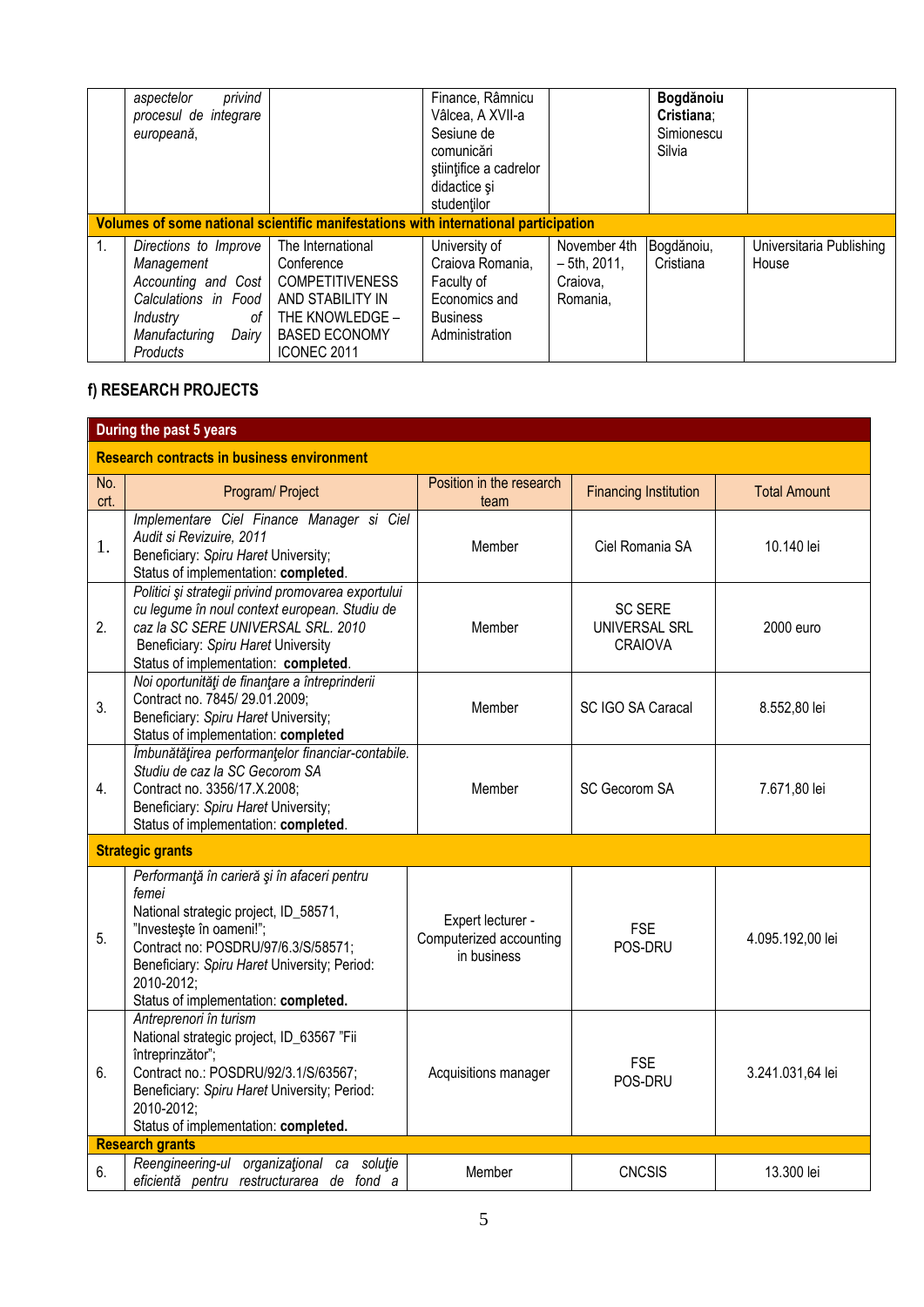| | *aspectelor privind procesul de integrare europeană,* | | Finance, Râmnicu Vâlcea, A XVII-a Sesiune de comunicări ştiinţifice a cadrelor didactice şi studenţilor | | **Bogdănoiu Cristiana**; Simionescu Silvia | |
|---|---|---|---|---|---|---|
| **Volumes of some national scientific manifestations with international participation** | | | | | | |
| 1. | *Directions to Improve Management Accounting and Cost Calculations in Food Industry of Manufacturing Dairy Products* | The International Conference COMPETITIVENESS AND STABILITY IN THE KNOWLEDGE – BASED ECONOMY ICONEC 2011 | University of Craiova Romania, Faculty of Economics and Business Administration | November 4th – 5th, 2011, Craiova, Romania, | Bogdănoiu, Cristiana | Universitaria Publishing House |

## f) RESEARCH PROJECTS

| **During the past 5 years** | | | | |
|---|---|---|---|---|
| **Research contracts in business environment** | | | | |
| No. crt. | Program/ Project | Position in the research team | Financing Institution | Total Amount |
| 1. | *Implementare Ciel Finance Manager si Ciel Audit si Revizuire, 2011*<br>Beneficiary: *Spiru Haret* University;<br>Status of implementation: **completed**. | Member | Ciel Romania SA | 10.140 lei |
| 2. | *Politici şi strategii privind promovarea exportului cu legume în noul context european. Studiu de caz la SC SERE UNIVERSAL SRL. 2010*<br>Beneficiary: *Spiru Haret* University<br>Status of implementation: **completed**. | Member | SC SERE UNIVERSAL SRL CRAIOVA | 2000 euro |
| 3. | *Noi oportunităţi de finanţare a întreprinderii*<br>Contract no. 7845/ 29.01.2009;<br>Beneficiary: *Spiru Haret* University;<br>Status of implementation: **completed** | Member | SC IGO SA Caracal | 8.552,80 lei |
| 4. | *Îmbunătăţirea performanţelor financiar-contabile. Studiu de caz la SC Gecorom SA*<br>Contract no. 3356/17.X.2008;<br>Beneficiary: *Spiru Haret* University;<br>Status of implementation: **completed**. | Member | SC Gecorom SA | 7.671,80 lei |
| **Strategic grants** | | | | |
| 5. | *Performanţă în carieră şi în afaceri pentru femei*<br>National strategic project, ID_58571, "Investeşte în oameni!";<br>Contract no: POSDRU/97/6.3/S/58571;<br>Beneficiary: *Spiru Haret* University; Period: 2010-2012;<br>Status of implementation: **completed.** | Expert lecturer - Computerized accounting in business | FSE POS-DRU | 4.095.192,00 lei |
| 6. | *Antreprenori în turism*<br>National strategic project, ID_63567 "Fii întreprinzător";<br>Contract no.: POSDRU/92/3.1/S/63567;<br>Beneficiary: *Spiru Haret* University; Period: 2010-2012;<br>Status of implementation: **completed.** | Acquisitions manager | FSE POS-DRU | 3.241.031,64 lei |
| **Research grants** | | | | |
| 6. | *Reengineering-ul organizaţional ca soluţie eficientă pentru restructurarea de fond a* | Member | CNCSIS | 13.300 lei |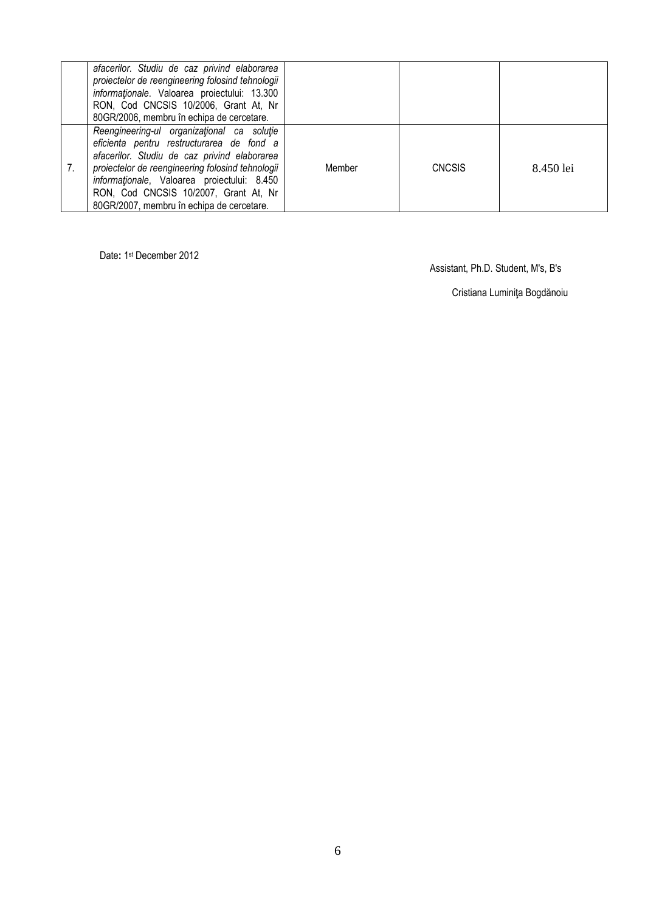| | | | | |
|---|---|---|---|---|
| | *afacerilor. Studiu de caz privind elaborarea proiectelor de reengineering folosind tehnologii informaţionale*. Valoarea proiectului: 13.300 RON, Cod CNCSIS 10/2006, Grant At, Nr 80GR/2006, membru în echipa de cercetare. | | | |
| 7. | *Reengineering-ul organizaţional ca soluţie eficienta pentru restructurarea de fond a afacerilor. Studiu de caz privind elaborarea proiectelor de reengineering folosind tehnologii informaţionale*, Valoarea proiectului: 8.450 RON, Cod CNCSIS 10/2007, Grant At, Nr 80GR/2007, membru în echipa de cercetare. | Member | CNCSIS | 8.450 lei |

Date: 1st December 2012

Assistant, Ph.D. Student, M's, B's

Cristiana Luminiţa Bogdănoiu